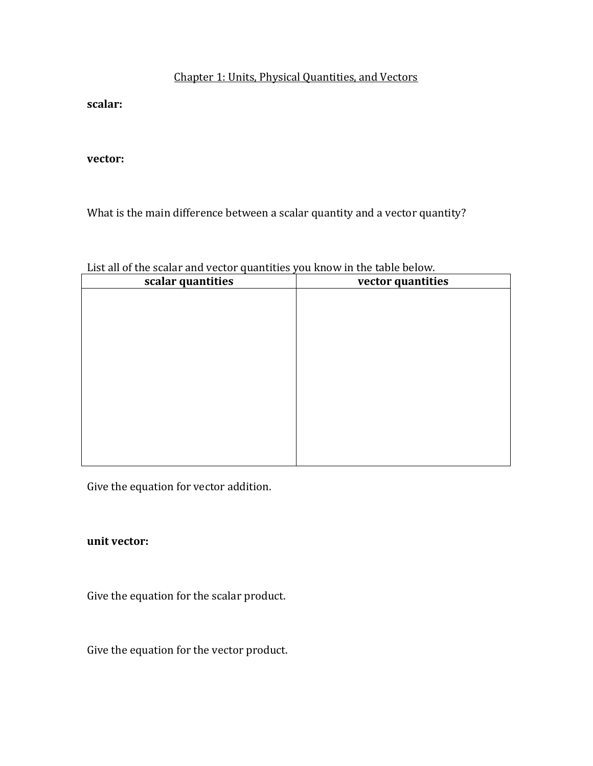Chapter 1: Units, Physical Quantities, and Vectors

**scalar:**

**vector:**

What is the main difference between a scalar quantity and a vector quantity?

List all of the scalar and vector quantities you know in the table below.

| scalar quantities | vector quantities |
| --- | --- |
| | |

Give the equation for vector addition.

**unit vector:**

Give the equation for the scalar product.

Give the equation for the vector product.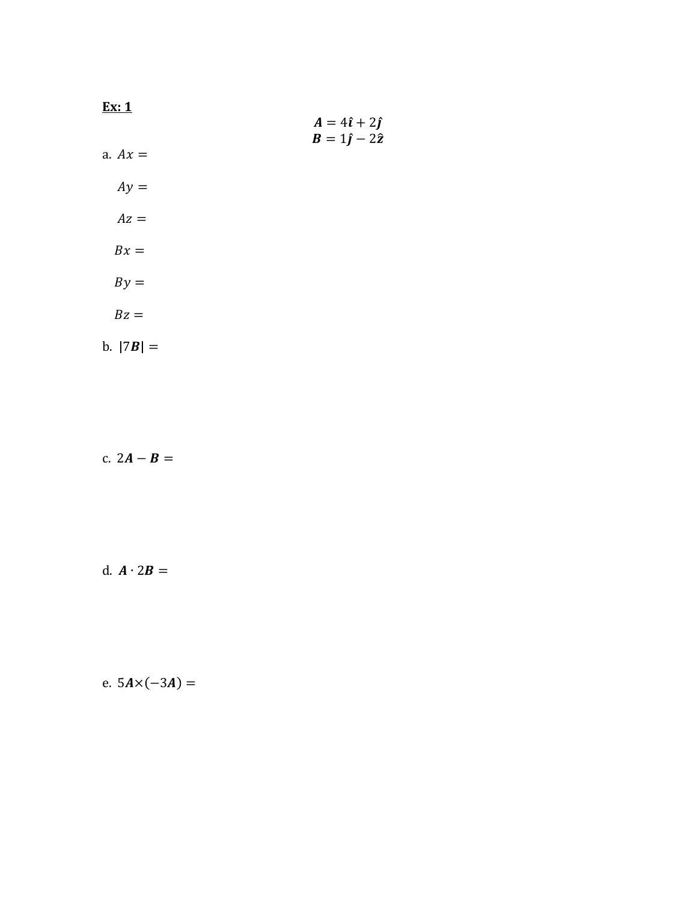**Ex: 1**

$$\boldsymbol{A} = 4\hat{\boldsymbol{\imath}} + 2\hat{\boldsymbol{\jmath}}$$
$$\boldsymbol{B} = 1\hat{\boldsymbol{\jmath}} - 2\hat{\boldsymbol{z}}$$

a. $Ax =$

$Ay =$

$Az =$

$Bx =$

$By =$

$Bz =$

b. $|7\boldsymbol{B}| =$

c. $2\boldsymbol{A} - \boldsymbol{B} =$

d. $\boldsymbol{A} \cdot 2\boldsymbol{B} =$

e. $5\boldsymbol{A} \times (-3\boldsymbol{A}) =$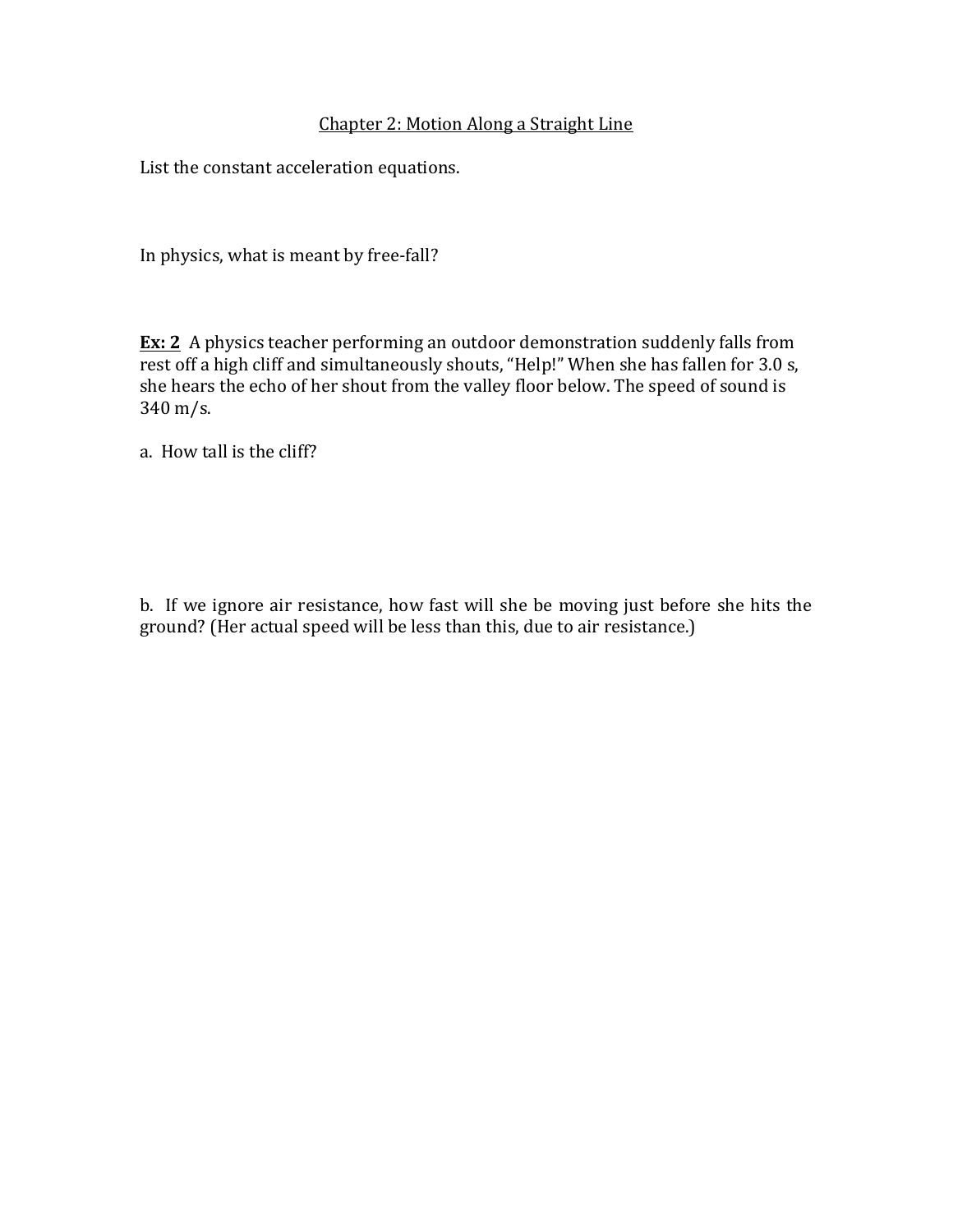## Chapter 2: Motion Along a Straight Line

List the constant acceleration equations.

In physics, what is meant by free-fall?

**Ex: 2** A physics teacher performing an outdoor demonstration suddenly falls from rest off a high cliff and simultaneously shouts, "Help!" When she has fallen for 3.0 s, she hears the echo of her shout from the valley floor below. The speed of sound is 340 m/s.

a. How tall is the cliff?

b. If we ignore air resistance, how fast will she be moving just before she hits the ground? (Her actual speed will be less than this, due to air resistance.)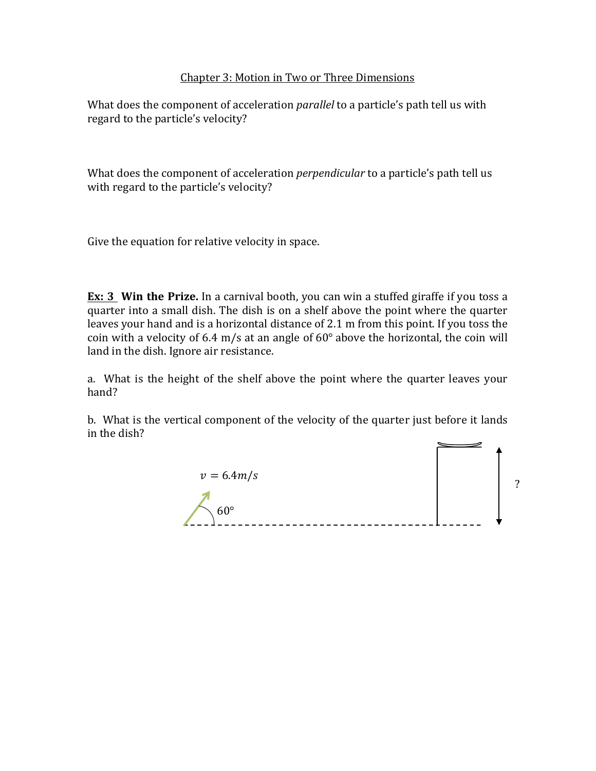Chapter 3: Motion in Two or Three Dimensions

What does the component of acceleration *parallel* to a particle's path tell us with regard to the particle's velocity?

What does the component of acceleration *perpendicular* to a particle's path tell us with regard to the particle's velocity?

Give the equation for relative velocity in space.

**Ex: 3 Win the Prize.** In a carnival booth, you can win a stuffed giraffe if you toss a quarter into a small dish. The dish is on a shelf above the point where the quarter leaves your hand and is a horizontal distance of 2.1 m from this point. If you toss the coin with a velocity of 6.4 m/s at an angle of 60° above the horizontal, the coin will land in the dish. Ignore air resistance.

a. What is the height of the shelf above the point where the quarter leaves your hand?

b. What is the vertical component of the velocity of the quarter just before it lands in the dish?

$v = 6.4 m/s$

60°

?